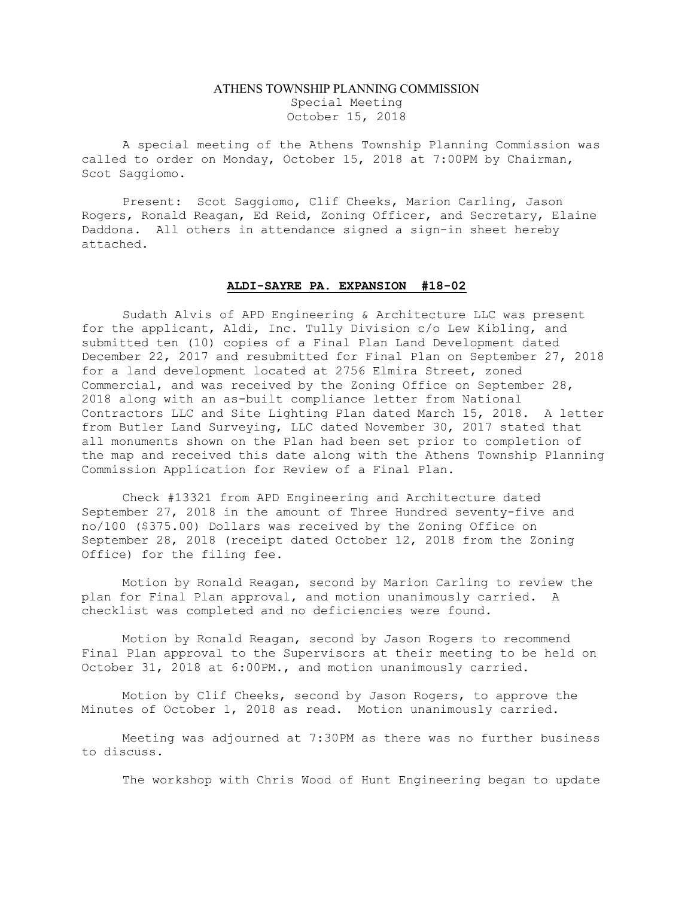# ATHENS TOWNSHIP PLANNING COMMISSION

Special Meeting
October 15, 2018

A special meeting of the Athens Township Planning Commission was called to order on Monday, October 15, 2018 at 7:00PM by Chairman, Scot Saggiomo.

Present: Scot Saggiomo, Clif Cheeks, Marion Carling, Jason Rogers, Ronald Reagan, Ed Reid, Zoning Officer, and Secretary, Elaine Daddona. All others in attendance signed a sign-in sheet hereby attached.

## **ALDI-SAYRE PA. EXPANSION #18-02**

Sudath Alvis of APD Engineering & Architecture LLC was present for the applicant, Aldi, Inc. Tully Division c/o Lew Kibling, and submitted ten (10) copies of a Final Plan Land Development dated December 22, 2017 and resubmitted for Final Plan on September 27, 2018 for a land development located at 2756 Elmira Street, zoned Commercial, and was received by the Zoning Office on September 28, 2018 along with an as-built compliance letter from National Contractors LLC and Site Lighting Plan dated March 15, 2018. A letter from Butler Land Surveying, LLC dated November 30, 2017 stated that all monuments shown on the Plan had been set prior to completion of the map and received this date along with the Athens Township Planning Commission Application for Review of a Final Plan.

Check #13321 from APD Engineering and Architecture dated September 27, 2018 in the amount of Three Hundred seventy-five and no/100 ($375.00) Dollars was received by the Zoning Office on September 28, 2018 (receipt dated October 12, 2018 from the Zoning Office) for the filing fee.

Motion by Ronald Reagan, second by Marion Carling to review the plan for Final Plan approval, and motion unanimously carried. A checklist was completed and no deficiencies were found.

Motion by Ronald Reagan, second by Jason Rogers to recommend Final Plan approval to the Supervisors at their meeting to be held on October 31, 2018 at 6:00PM., and motion unanimously carried.

Motion by Clif Cheeks, second by Jason Rogers, to approve the Minutes of October 1, 2018 as read. Motion unanimously carried.

Meeting was adjourned at 7:30PM as there was no further business to discuss.

The workshop with Chris Wood of Hunt Engineering began to update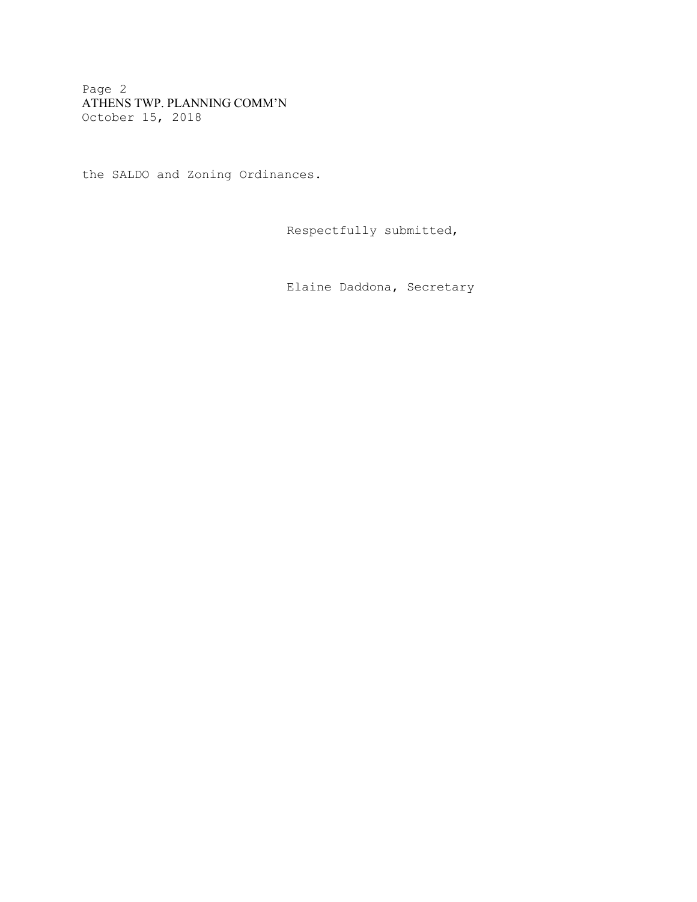the SALDO and Zoning Ordinances.

Respectfully submitted,

Elaine Daddona, Secretary